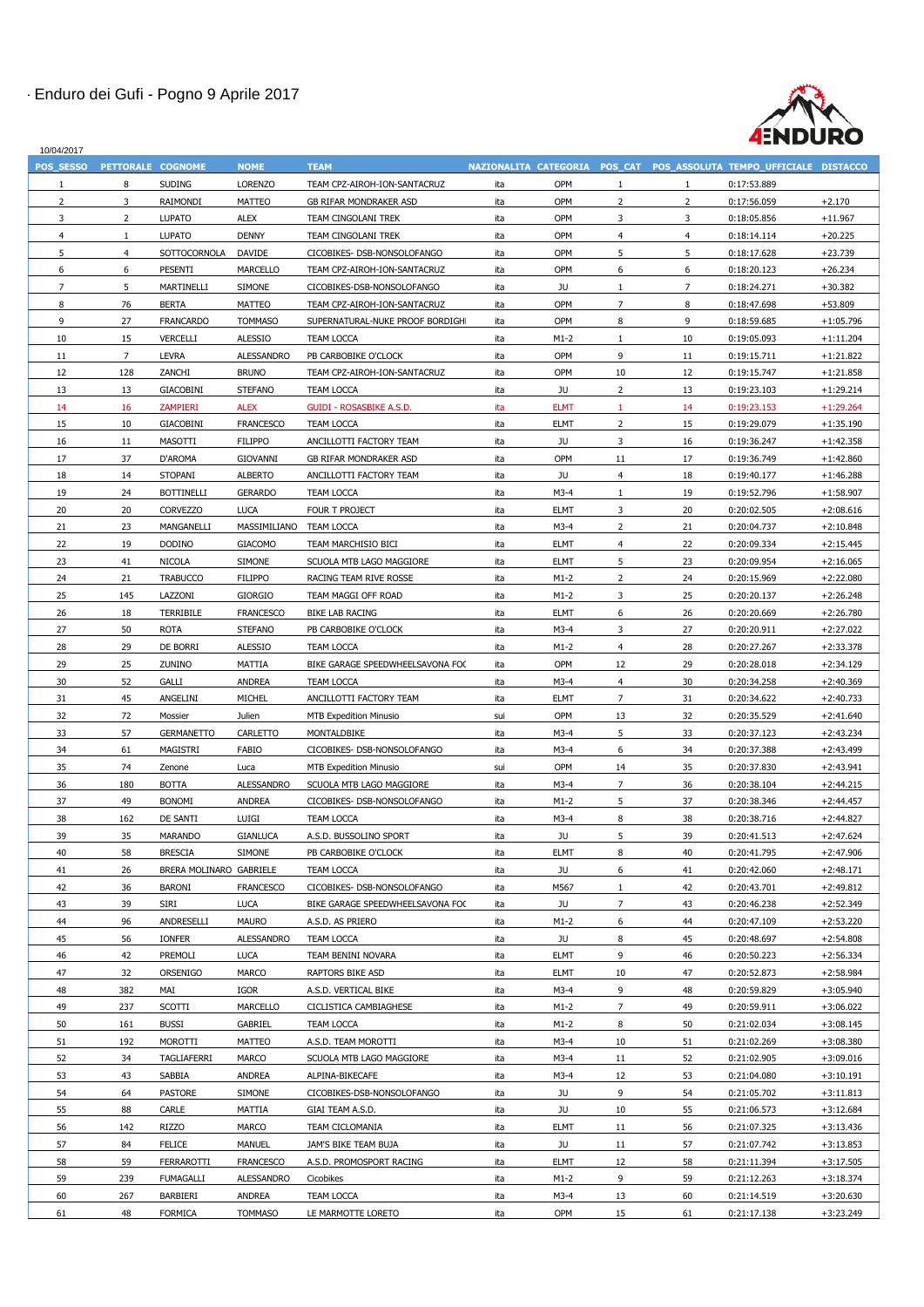# · Enduro dei Gufi - Pogno 9 Aprile 2017

10/04/2017

| POS_SESSO | PETTORALE | COGNOME | NOME | TEAM | NAZIONALITA | CATEGORIA | POS_CAT | POS_ASSOLUTA | TEMPO_UFFICIALE | DISTACCO |
|---|---|---|---|---|---|---|---|---|---|---|
| 1 | 8 | SUDING | LORENZO | TEAM CPZ-AIROH-ION-SANTACRUZ | ita | OPM | 1 | 1 | 0:17:53.889 | |
| 2 | 3 | RAIMONDI | MATTEO | GB RIFAR MONDRAKER ASD | ita | OPM | 2 | 2 | 0:17:56.059 | +2.170 |
| 3 | 2 | LUPATO | ALEX | TEAM CINGOLANI TREK | ita | OPM | 3 | 3 | 0:18:05.856 | +11.967 |
| 4 | 1 | LUPATO | DENNY | TEAM CINGOLANI TREK | ita | OPM | 4 | 4 | 0:18:14.114 | +20.225 |
| 5 | 4 | SOTTOCORNOLA | DAVIDE | CICOBIKES- DSB-NONSOLOFANGO | ita | OPM | 5 | 5 | 0:18:17.628 | +23.739 |
| 6 | 6 | PESENTI | MARCELLO | TEAM CPZ-AIROH-ION-SANTACRUZ | ita | OPM | 6 | 6 | 0:18:20.123 | +26.234 |
| 7 | 5 | MARTINELLI | SIMONE | CICOBIKES-DSB-NONSOLOFANGO | ita | JU | 1 | 7 | 0:18:24.271 | +30.382 |
| 8 | 76 | BERTA | MATTEO | TEAM CPZ-AIROH-ION-SANTACRUZ | ita | OPM | 7 | 8 | 0:18:47.698 | +53.809 |
| 9 | 27 | FRANCARDO | TOMMASO | SUPERNATURAL-NUKE PROOF BORDIGH | ita | OPM | 8 | 9 | 0:18:59.685 | +1:05.796 |
| 10 | 15 | VERCELLI | ALESSIO | TEAM LOCCA | ita | M1-2 | 1 | 10 | 0:19:05.093 | +1:11.204 |
| 11 | 7 | LEVRA | ALESSANDRO | PB CARBOBIKE O'CLOCK | ita | OPM | 9 | 11 | 0:19:15.711 | +1:21.822 |
| 12 | 128 | ZANCHI | BRUNO | TEAM CPZ-AIROH-ION-SANTACRUZ | ita | OPM | 10 | 12 | 0:19:15.747 | +1:21.858 |
| 13 | 13 | GIACOBINI | STEFANO | TEAM LOCCA | ita | JU | 2 | 13 | 0:19:23.103 | +1:29.214 |
| 14 | 16 | ZAMPIERI | ALEX | GUIDI - ROSASBIKE A.S.D. | ita | ELMT | 1 | 14 | 0:19:23.153 | +1:29.264 |
| 15 | 10 | GIACOBINI | FRANCESCO | TEAM LOCCA | ita | ELMT | 2 | 15 | 0:19:29.079 | +1:35.190 |
| 16 | 11 | MASOTTI | FILIPPO | ANCILLOTTI FACTORY TEAM | ita | JU | 3 | 16 | 0:19:36.247 | +1:42.358 |
| 17 | 37 | D'AROMA | GIOVANNI | GB RIFAR MONDRAKER ASD | ita | OPM | 11 | 17 | 0:19:36.749 | +1:42.860 |
| 18 | 14 | STOPANI | ALBERTO | ANCILLOTTI FACTORY TEAM | ita | JU | 4 | 18 | 0:19:40.177 | +1:46.288 |
| 19 | 24 | BOTTINELLI | GERARDO | TEAM LOCCA | ita | M3-4 | 1 | 19 | 0:19:52.796 | +1:58.907 |
| 20 | 20 | CORVEZZO | LUCA | FOUR T PROJECT | ita | ELMT | 3 | 20 | 0:20:02.505 | +2:08.616 |
| 21 | 23 | MANGANELLI | MASSIMILIANO | TEAM LOCCA | ita | M3-4 | 2 | 21 | 0:20:04.737 | +2:10.848 |
| 22 | 19 | DODINO | GIACOMO | TEAM MARCHISIO BICI | ita | ELMT | 4 | 22 | 0:20:09.334 | +2:15.445 |
| 23 | 41 | NICOLA | SIMONE | SCUOLA MTB LAGO MAGGIORE | ita | ELMT | 5 | 23 | 0:20:09.954 | +2:16.065 |
| 24 | 21 | TRABUCCO | FILIPPO | RACING TEAM RIVE ROSSE | ita | M1-2 | 2 | 24 | 0:20:15.969 | +2:22.080 |
| 25 | 145 | LAZZONI | GIORGIO | TEAM MAGGI OFF ROAD | ita | M1-2 | 3 | 25 | 0:20:20.137 | +2:26.248 |
| 26 | 18 | TERRIBILE | FRANCESCO | BIKE LAB RACING | ita | ELMT | 6 | 26 | 0:20:20.669 | +2:26.780 |
| 27 | 50 | ROTA | STEFANO | PB CARBOBIKE O'CLOCK | ita | M3-4 | 3 | 27 | 0:20:20.911 | +2:27.022 |
| 28 | 29 | DE BORRI | ALESSIO | TEAM LOCCA | ita | M1-2 | 4 | 28 | 0:20:27.267 | +2:33.378 |
| 29 | 25 | ZUNINO | MATTIA | BIKE GARAGE SPEEDWHEELSAVONA FOC | ita | OPM | 12 | 29 | 0:20:28.018 | +2:34.129 |
| 30 | 52 | GALLI | ANDREA | TEAM LOCCA | ita | M3-4 | 4 | 30 | 0:20:34.258 | +2:40.369 |
| 31 | 45 | ANGELINI | MICHEL | ANCILLOTTI FACTORY TEAM | ita | ELMT | 7 | 31 | 0:20:34.622 | +2:40.733 |
| 32 | 72 | Mossier | Julien | MTB Expedition Minusio | sui | OPM | 13 | 32 | 0:20:35.529 | +2:41.640 |
| 33 | 57 | GERMANETTO | CARLETTO | MONTALDBIKE | ita | M3-4 | 5 | 33 | 0:20:37.123 | +2:43.234 |
| 34 | 61 | MAGISTRI | FABIO | CICOBIKES- DSB-NONSOLOFANGO | ita | M3-4 | 6 | 34 | 0:20:37.388 | +2:43.499 |
| 35 | 74 | Zenone | Luca | MTB Expedition Minusio | sui | OPM | 14 | 35 | 0:20:37.830 | +2:43.941 |
| 36 | 180 | BOTTA | ALESSANDRO | SCUOLA MTB LAGO MAGGIORE | ita | M3-4 | 7 | 36 | 0:20:38.104 | +2:44.215 |
| 37 | 49 | BONOMI | ANDREA | CICOBIKES- DSB-NONSOLOFANGO | ita | M1-2 | 5 | 37 | 0:20:38.346 | +2:44.457 |
| 38 | 162 | DE SANTI | LUIGI | TEAM LOCCA | ita | M3-4 | 8 | 38 | 0:20:38.716 | +2:44.827 |
| 39 | 35 | MARANDO | GIANLUCA | A.S.D. BUSSOLINO SPORT | ita | JU | 5 | 39 | 0:20:41.513 | +2:47.624 |
| 40 | 58 | BRESCIA | SIMONE | PB CARBOBIKE O'CLOCK | ita | ELMT | 8 | 40 | 0:20:41.795 | +2:47.906 |
| 41 | 26 | BRERA MOLINARO | GABRIELE | TEAM LOCCA | ita | JU | 6 | 41 | 0:20:42.060 | +2:48.171 |
| 42 | 36 | BARONI | FRANCESCO | CICOBIKES- DSB-NONSOLOFANGO | ita | M567 | 1 | 42 | 0:20:43.701 | +2:49.812 |
| 43 | 39 | SIRI | LUCA | BIKE GARAGE SPEEDWHEELSAVONA FOC | ita | JU | 7 | 43 | 0:20:46.238 | +2:52.349 |
| 44 | 96 | ANDRESELLI | MAURO | A.S.D. AS PRIERO | ita | M1-2 | 6 | 44 | 0:20:47.109 | +2:53.220 |
| 45 | 56 | IONFER | ALESSANDRO | TEAM LOCCA | ita | JU | 8 | 45 | 0:20:48.697 | +2:54.808 |
| 46 | 42 | PREMOLI | LUCA | TEAM BENINI NOVARA | ita | ELMT | 9 | 46 | 0:20:50.223 | +2:56.334 |
| 47 | 32 | ORSENIGO | MARCO | RAPTORS BIKE ASD | ita | ELMT | 10 | 47 | 0:20:52.873 | +2:58.984 |
| 48 | 382 | MAI | IGOR | A.S.D. VERTICAL BIKE | ita | M3-4 | 9 | 48 | 0:20:59.829 | +3:05.940 |
| 49 | 237 | SCOTTI | MARCELLO | CICLISTICA CAMBIAGHESE | ita | M1-2 | 7 | 49 | 0:20:59.911 | +3:06.022 |
| 50 | 161 | BUSSI | GABRIEL | TEAM LOCCA | ita | M1-2 | 8 | 50 | 0:21:02.034 | +3:08.145 |
| 51 | 192 | MOROTTI | MATTEO | A.S.D. TEAM MOROTTI | ita | M3-4 | 10 | 51 | 0:21:02.269 | +3:08.380 |
| 52 | 34 | TAGLIAFERRI | MARCO | SCUOLA MTB LAGO MAGGIORE | ita | M3-4 | 11 | 52 | 0:21:02.905 | +3:09.016 |
| 53 | 43 | SABBIA | ANDREA | ALPINA-BIKECAFE | ita | M3-4 | 12 | 53 | 0:21:04.080 | +3:10.191 |
| 54 | 64 | PASTORE | SIMONE | CICOBIKES-DSB-NONSOLOFANGO | ita | JU | 9 | 54 | 0:21:05.702 | +3:11.813 |
| 55 | 88 | CARLE | MATTIA | GIAI TEAM A.S.D. | ita | JU | 10 | 55 | 0:21:06.573 | +3:12.684 |
| 56 | 142 | RIZZO | MARCO | TEAM CICLOMANIA | ita | ELMT | 11 | 56 | 0:21:07.325 | +3:13.436 |
| 57 | 84 | FELICE | MANUEL | JAM'S BIKE TEAM BUJA | ita | JU | 11 | 57 | 0:21:07.742 | +3:13.853 |
| 58 | 59 | FERRAROTTI | FRANCESCO | A.S.D. PROMOSPORT RACING | ita | ELMT | 12 | 58 | 0:21:11.394 | +3:17.505 |
| 59 | 239 | FUMAGALLI | ALESSANDRO | Cicobikes | ita | M1-2 | 9 | 59 | 0:21:12.263 | +3:18.374 |
| 60 | 267 | BARBIERI | ANDREA | TEAM LOCCA | ita | M3-4 | 13 | 60 | 0:21:14.519 | +3:20.630 |
| 61 | 48 | FORMICA | TOMMASO | LE MARMOTTE LORETO | ita | OPM | 15 | 61 | 0:21:17.138 | +3:23.249 |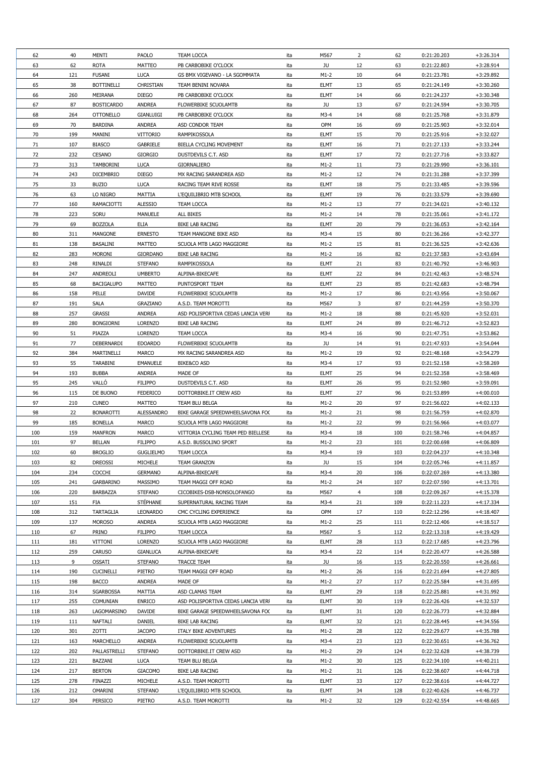| | | | | | | | | | | |
|---|---|---|---|---|---|---|---|---|---|---|
| 62 | 40 | MENTI | PAOLO | TEAM LOCCA | ita | M567 | 2 | 62 | 0:21:20.203 | +3:26.314 |
| 63 | 62 | ROTA | MATTEO | PB CARBOBIKE O'CLOCK | ita | JU | 12 | 63 | 0:21:22.803 | +3:28.914 |
| 64 | 121 | FUSANI | LUCA | GS BMX VIGEVANO - LA SGOMMATA | ita | M1-2 | 10 | 64 | 0:21:23.781 | +3:29.892 |
| 65 | 38 | BOTTINELLI | CHRISTIAN | TEAM BENINI NOVARA | ita | ELMT | 13 | 65 | 0:21:24.149 | +3:30.260 |
| 66 | 260 | MEIRANA | DIEGO | PB CARBOBIKE O'CLOCK | ita | ELMT | 14 | 66 | 0:21:24.237 | +3:30.348 |
| 67 | 87 | BOSTICARDO | ANDREA | FLOWERBIKE SCUOLAMTB | ita | JU | 13 | 67 | 0:21:24.594 | +3:30.705 |
| 68 | 264 | OTTONELLO | GIANLUIGI | PB CARBOBIKE O'CLOCK | ita | M3-4 | 14 | 68 | 0:21:25.768 | +3:31.879 |
| 69 | 70 | BARDINA | ANDREA | ASD CONDOR TEAM | ita | OPM | 16 | 69 | 0:21:25.903 | +3:32.014 |
| 70 | 199 | MANINI | VITTORIO | RAMPIKOSSOLA | ita | ELMT | 15 | 70 | 0:21:25.916 | +3:32.027 |
| 71 | 107 | BIASCO | GABRIELE | BIELLA CYCLING MOVEMENT | ita | ELMT | 16 | 71 | 0:21:27.133 | +3:33.244 |
| 72 | 232 | CESANO | GIORGIO | DUSTDEVILS C.T. ASD | ita | ELMT | 17 | 72 | 0:21:27.716 | +3:33.827 |
| 73 | 313 | TAMBORINI | LUCA | GIORNALIERO | ita | M1-2 | 11 | 73 | 0:21:29.990 | +3:36.101 |
| 74 | 243 | DICEMBRIO | DIEGO | MX RACING SARANDREA ASD | ita | M1-2 | 12 | 74 | 0:21:31.288 | +3:37.399 |
| 75 | 33 | BUZIO | LUCA | RACING TEAM RIVE ROSSE | ita | ELMT | 18 | 75 | 0:21:33.485 | +3:39.596 |
| 76 | 63 | LO NIGRO | MATTIA | L'EQUILIBRIO MTB SCHOOL | ita | ELMT | 19 | 76 | 0:21:33.579 | +3:39.690 |
| 77 | 160 | RAMACIOTTI | ALESSIO | TEAM LOCCA | ita | M1-2 | 13 | 77 | 0:21:34.021 | +3:40.132 |
| 78 | 223 | SORU | MANUELE | ALL BIKES | ita | M1-2 | 14 | 78 | 0:21:35.061 | +3:41.172 |
| 79 | 69 | BOZZOLA | ELIA | BIKE LAB RACING | ita | ELMT | 20 | 79 | 0:21:36.053 | +3:42.164 |
| 80 | 311 | MANGONE | ERNESTO | TEAM MANGONE BIKE ASD | ita | M3-4 | 15 | 80 | 0:21:36.266 | +3:42.377 |
| 81 | 138 | BASALINI | MATTEO | SCUOLA MTB LAGO MAGGIORE | ita | M1-2 | 15 | 81 | 0:21:36.525 | +3:42.636 |
| 82 | 283 | MORONI | GIORDANO | BIKE LAB RACING | ita | M1-2 | 16 | 82 | 0:21:37.583 | +3:43.694 |
| 83 | 248 | RINALDI | STEFANO | RAMPIKOSSOLA | ita | ELMT | 21 | 83 | 0:21:40.792 | +3:46.903 |
| 84 | 247 | ANDREOLI | UMBERTO | ALPINA-BIKECAFE | ita | ELMT | 22 | 84 | 0:21:42.463 | +3:48.574 |
| 85 | 68 | BACIGALUPO | MATTEO | PUNTOSPORT TEAM | ita | ELMT | 23 | 85 | 0:21:42.683 | +3:48.794 |
| 86 | 158 | PELLE | DAVIDE | FLOWERBIKE SCUOLAMTB | ita | M1-2 | 17 | 86 | 0:21:43.956 | +3:50.067 |
| 87 | 191 | SALA | GRAZIANO | A.S.D. TEAM MOROTTI | ita | M567 | 3 | 87 | 0:21:44.259 | +3:50.370 |
| 88 | 257 | GRASSI | ANDREA | ASD POLISPORTIVA CEDAS LANCIA VERI | ita | M1-2 | 18 | 88 | 0:21:45.920 | +3:52.031 |
| 89 | 280 | BONGIORNI | LORENZO | BIKE LAB RACING | ita | ELMT | 24 | 89 | 0:21:46.712 | +3:52.823 |
| 90 | 51 | PIAZZA | LORENZO | TEAM LOCCA | ita | M3-4 | 16 | 90 | 0:21:47.751 | +3:53.862 |
| 91 | 77 | DEBERNARDI | EDOARDO | FLOWERBIKE SCUOLAMTB | ita | JU | 14 | 91 | 0:21:47.933 | +3:54.044 |
| 92 | 384 | MARTINELLI | MARCO | MX RACING SARANDREA ASD | ita | M1-2 | 19 | 92 | 0:21:48.168 | +3:54.279 |
| 93 | 55 | TARABINI | EMANUELE | BIKE&CO ASD | ita | M3-4 | 17 | 93 | 0:21:52.158 | +3:58.269 |
| 94 | 193 | BUBBA | ANDREA | MADE OF | ita | ELMT | 25 | 94 | 0:21:52.358 | +3:58.469 |
| 95 | 245 | VALLÓ | FILIPPO | DUSTDEVILS C.T. ASD | ita | ELMT | 26 | 95 | 0:21:52.980 | +3:59.091 |
| 96 | 115 | DE BUONO | FEDERICO | DOTTORBIKE.IT CREW ASD | ita | ELMT | 27 | 96 | 0:21:53.899 | +4:00.010 |
| 97 | 210 | CUNEO | MATTEO | TEAM BLU BELGA | ita | M1-2 | 20 | 97 | 0:21:56.022 | +4:02.133 |
| 98 | 22 | BONAROTTI | ALESSANDRO | BIKE GARAGE SPEEDWHEELSAVONA FOC | ita | M1-2 | 21 | 98 | 0:21:56.759 | +4:02.870 |
| 99 | 185 | BONELLA | MARCO | SCUOLA MTB LAGO MAGGIORE | ita | M1-2 | 22 | 99 | 0:21:56.966 | +4:03.077 |
| 100 | 159 | MANFRON | MARCO | VITTORIA CYCLING TEAM PED BIELLESE | ita | M3-4 | 18 | 100 | 0:21:58.746 | +4:04.857 |
| 101 | 97 | BELLAN | FILIPPO | A.S.D. BUSSOLINO SPORT | ita | M1-2 | 23 | 101 | 0:22:00.698 | +4:06.809 |
| 102 | 60 | BROGLIO | GUGLIELMO | TEAM LOCCA | ita | M3-4 | 19 | 103 | 0:22:04.237 | +4:10.348 |
| 103 | 82 | DREOSSI | MICHELE | TEAM GRANZON | ita | JU | 15 | 104 | 0:22:05.746 | +4:11.857 |
| 104 | 234 | COCCHI | GERMANO | ALPINA-BIKECAFE | ita | M3-4 | 20 | 106 | 0:22:07.269 | +4:13.380 |
| 105 | 241 | GARBARINO | MASSIMO | TEAM MAGGI OFF ROAD | ita | M1-2 | 24 | 107 | 0:22:07.590 | +4:13.701 |
| 106 | 220 | BARBAZZA | STEFANO | CICOBIKES-DSB-NONSOLOFANGO | ita | M567 | 4 | 108 | 0:22:09.267 | +4:15.378 |
| 107 | 151 | FIA | STÉPHANE | SUPERNATURAL RACING TEAM | ita | M3-4 | 21 | 109 | 0:22:11.223 | +4:17.334 |
| 108 | 312 | TARTAGLIA | LEONARDO | CMC CYCLING EXPERIENCE | ita | OPM | 17 | 110 | 0:22:12.296 | +4:18.407 |
| 109 | 137 | MOROSO | ANDREA | SCUOLA MTB LAGO MAGGIORE | ita | M1-2 | 25 | 111 | 0:22:12.406 | +4:18.517 |
| 110 | 67 | PRINO | FILIPPO | TEAM LOCCA | ita | M567 | 5 | 112 | 0:22:13.318 | +4:19.429 |
| 111 | 181 | VITTONI | LORENZO | SCUOLA MTB LAGO MAGGIORE | ita | ELMT | 28 | 113 | 0:22:17.685 | +4:23.796 |
| 112 | 259 | CARUSO | GIANLUCA | ALPINA-BIKECAFE | ita | M3-4 | 22 | 114 | 0:22:20.477 | +4:26.588 |
| 113 | 9 | OSSATI | STEFANO | TRACCE TEAM | ita | JU | 16 | 115 | 0:22:20.550 | +4:26.661 |
| 114 | 190 | CUCINELLI | PIETRO | TEAM MAGGI OFF ROAD | ita | M1-2 | 26 | 116 | 0:22:21.694 | +4:27.805 |
| 115 | 198 | BACCO | ANDREA | MADE OF | ita | M1-2 | 27 | 117 | 0:22:25.584 | +4:31.695 |
| 116 | 314 | SGARBOSSA | MATTIA | ASD CLAMAS TEAM | ita | ELMT | 29 | 118 | 0:22:25.881 | +4:31.992 |
| 117 | 255 | COMUNIAN | ENRICO | ASD POLISPORTIVA CEDAS LANCIA VERI | ita | ELMT | 30 | 119 | 0:22:26.426 | +4:32.537 |
| 118 | 263 | LAGOMARSINO | DAVIDE | BIKE GARAGE SPEEDWHEELSAVONA FOC | ita | ELMT | 31 | 120 | 0:22:26.773 | +4:32.884 |
| 119 | 111 | NAFTALI | DANIEL | BIKE LAB RACING | ita | ELMT | 32 | 121 | 0:22:28.445 | +4:34.556 |
| 120 | 301 | ZOTTI | JACOPO | ITALY BIKE ADVENTURES | ita | M1-2 | 28 | 122 | 0:22:29.677 | +4:35.788 |
| 121 | 163 | MARCHELLO | ANDREA | FLOWERBIKE SCUOLAMTB | ita | M3-4 | 23 | 123 | 0:22:30.651 | +4:36.762 |
| 122 | 202 | PALLASTRELLI | STEFANO | DOTTORBIKE.IT CREW ASD | ita | M1-2 | 29 | 124 | 0:22:32.628 | +4:38.739 |
| 123 | 221 | BAZZANI | LUCA | TEAM BLU BELGA | ita | M1-2 | 30 | 125 | 0:22:34.100 | +4:40.211 |
| 124 | 217 | BERTON | GIACOMO | BIKE LAB RACING | ita | M1-2 | 31 | 126 | 0:22:38.607 | +4:44.718 |
| 125 | 278 | FINAZZI | MICHELE | A.S.D. TEAM MOROTTI | ita | ELMT | 33 | 127 | 0:22:38.616 | +4:44.727 |
| 126 | 212 | OMARINI | STEFANO | L'EQUILIBRIO MTB SCHOOL | ita | ELMT | 34 | 128 | 0:22:40.626 | +4:46.737 |
| 127 | 304 | PERSICO | PIETRO | A.S.D. TEAM MOROTTI | ita | M1-2 | 32 | 129 | 0:22:42.554 | +4:48.665 |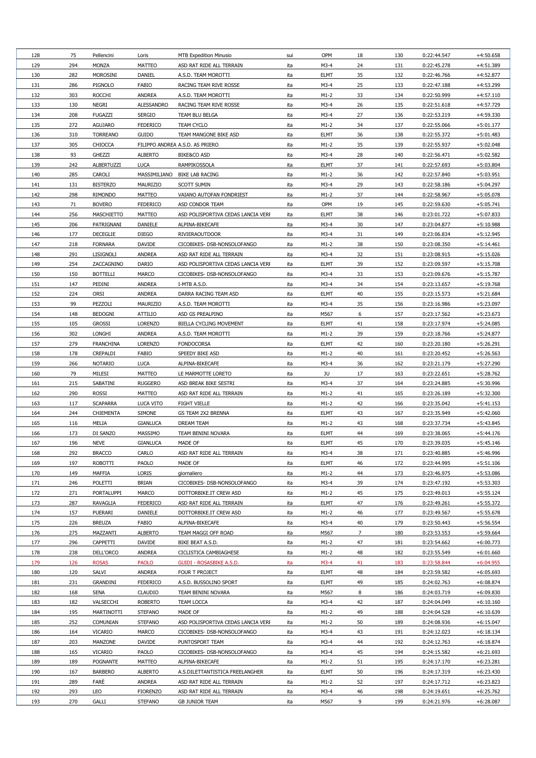| 128 | 75 | Pellencini | Loris | MTB Expedition Minusio | sui | OPM | 18 | 130 | 0:22:44.547 | +4:50.658 |
|---|---|---|---|---|---|---|---|---|---|---|
| 129 | 294 | MONZA | MATTEO | ASD RAT RIDE ALL TERRAIN | ita | M3-4 | 24 | 131 | 0:22:45.278 | +4:51.389 |
| 130 | 282 | MOROSINI | DANIEL | A.S.D. TEAM MOROTTI | ita | ELMT | 35 | 132 | 0:22:46.766 | +4:52.877 |
| 131 | 286 | PIGNOLO | FABIO | RACING TEAM RIVE ROSSE | ita | M3-4 | 25 | 133 | 0:22:47.188 | +4:53.299 |
| 132 | 303 | ROCCHI | ANDREA | A.S.D. TEAM MOROTTI | ita | M1-2 | 33 | 134 | 0:22:50.999 | +4:57.110 |
| 133 | 130 | NEGRI | ALESSANDRO | RACING TEAM RIVE ROSSE | ita | M3-4 | 26 | 135 | 0:22:51.618 | +4:57.729 |
| 134 | 208 | FUGAZZI | SERGIO | TEAM BLU BELGA | ita | M3-4 | 27 | 136 | 0:22:53.219 | +4:59.330 |
| 135 | 272 | AGUJARO | FEDERICO | TEAM CYCLO | ita | M1-2 | 34 | 137 | 0:22:55.066 | +5:01.177 |
| 136 | 310 | TORREANO | GUIDO | TEAM MANGONE BIKE ASD | ita | ELMT | 36 | 138 | 0:22:55.372 | +5:01.483 |
| 137 | 305 | CHIOCCA | FILIPPO ANDREA | A.S.D. AS PRIERO | ita | M1-2 | 35 | 139 | 0:22:55.937 | +5:02.048 |
| 138 | 93 | GHEZZI | ALBERTO | BIKE&CO ASD | ita | M3-4 | 28 | 140 | 0:22:56.471 | +5:02.582 |
| 139 | 242 | ALBERTUZZI | LUCA | RAMPIKOSSOLA | ita | ELMT | 37 | 141 | 0:22:57.693 | +5:03.804 |
| 140 | 285 | CAROLI | MASSIMILIANO | BIKE LAB RACING | ita | M1-2 | 36 | 142 | 0:22:57.840 | +5:03.951 |
| 141 | 131 | BISTERZO | MAURIZIO | SCOTT SUMIN | ita | M3-4 | 29 | 143 | 0:22:58.186 | +5:04.297 |
| 142 | 298 | RIMONDO | MATTEO | VAIANO AUTOFAN FONDRIEST | ita | M1-2 | 37 | 144 | 0:22:58.967 | +5:05.078 |
| 143 | 71 | BOVERO | FEDERICO | ASD CONDOR TEAM | ita | OPM | 19 | 145 | 0:22:59.630 | +5:05.741 |
| 144 | 256 | MASCHIETTO | MATTEO | ASD POLISPORTIVA CEDAS LANCIA VERI | ita | ELMT | 38 | 146 | 0:23:01.722 | +5:07.833 |
| 145 | 206 | PATRIGNANI | DANIELE | ALPINA-BIKECAFE | ita | M3-4 | 30 | 147 | 0:23:04.877 | +5:10.988 |
| 146 | 177 | DECEGLIE | DIEGO | RIVIERAOUTDOOR | ita | M3-4 | 31 | 149 | 0:23:06.834 | +5:12.945 |
| 147 | 218 | FORNARA | DAVIDE | CICOBIKES- DSB-NONSOLOFANGO | ita | M1-2 | 38 | 150 | 0:23:08.350 | +5:14.461 |
| 148 | 291 | LISIGNOLI | ANDREA | ASD RAT RIDE ALL TERRAIN | ita | M3-4 | 32 | 151 | 0:23:08.915 | +5:15.026 |
| 149 | 254 | ZACCAGNINO | DARIO | ASD POLISPORTIVA CEDAS LANCIA VERI | ita | ELMT | 39 | 152 | 0:23:09.597 | +5:15.708 |
| 150 | 150 | BOTTELLI | MARCO | CICOBIKES- DSB-NONSOLOFANGO | ita | M3-4 | 33 | 153 | 0:23:09.676 | +5:15.787 |
| 151 | 147 | PEDINI | ANDREA | I-MTB A.S.D. | ita | M3-4 | 34 | 154 | 0:23:13.657 | +5:19.768 |
| 152 | 224 | ORSI | ANDREA | DARRA RACING TEAM ASD | ita | ELMT | 40 | 155 | 0:23:15.573 | +5:21.684 |
| 153 | 99 | PEZZOLI | MAURIZIO | A.S.D. TEAM MOROTTI | ita | M3-4 | 35 | 156 | 0:23:16.986 | +5:23.097 |
| 154 | 148 | BEDOGNI | ATTILIO | ASD GS PREALPINO | ita | M567 | 6 | 157 | 0:23:17.562 | +5:23.673 |
| 155 | 105 | GROSSI | LORENZO | BIELLA CYCLING MOVEMENT | ita | ELMT | 41 | 158 | 0:23:17.974 | +5:24.085 |
| 156 | 302 | LONGHI | ANDREA | A.S.D. TEAM MOROTTI | ita | M1-2 | 39 | 159 | 0:23:18.766 | +5:24.877 |
| 157 | 279 | FRANCHINA | LORENZO | FONDOCORSA | ita | ELMT | 42 | 160 | 0:23:20.180 | +5:26.291 |
| 158 | 178 | CREPALDI | FABIO | SPEEDY BIKE ASD | ita | M1-2 | 40 | 161 | 0:23:20.452 | +5:26.563 |
| 159 | 266 | NOTARIO | LUCA | ALPINA-BIKECAFE | ita | M3-4 | 36 | 162 | 0:23:21.179 | +5:27.290 |
| 160 | 79 | MILESI | MATTEO | LE MARMOTTE LORETO | ita | JU | 17 | 163 | 0:23:22.651 | +5:28.762 |
| 161 | 215 | SABATINI | RUGGERO | ASD BREAK BIKE SESTRI | ita | M3-4 | 37 | 164 | 0:23:24.885 | +5:30.996 |
| 162 | 290 | ROSSI | MATTEO | ASD RAT RIDE ALL TERRAIN | ita | M1-2 | 41 | 165 | 0:23:26.189 | +5:32.300 |
| 163 | 117 | SCAPARRA | LUCA VITO | FIGHT VIELLE | ita | M1-2 | 42 | 166 | 0:23:35.042 | +5:41.153 |
| 164 | 244 | CHIEMENTA | SIMONE | GS TEAM 2X2 BRENNA | ita | ELMT | 43 | 167 | 0:23:35.949 | +5:42.060 |
| 165 | 116 | MELIA | GIANLUCA | DREAM TEAM | ita | M1-2 | 43 | 168 | 0:23:37.734 | +5:43.845 |
| 166 | 173 | DI SANZO | MASSIMO | TEAM BENINI NOVARA | ita | ELMT | 44 | 169 | 0:23:38.065 | +5:44.176 |
| 167 | 196 | NEVE | GIANLUCA | MADE OF | ita | ELMT | 45 | 170 | 0:23:39.035 | +5:45.146 |
| 168 | 292 | BRACCO | CARLO | ASD RAT RIDE ALL TERRAIN | ita | M3-4 | 38 | 171 | 0:23:40.885 | +5:46.996 |
| 169 | 197 | ROBOTTI | PAOLO | MADE OF | ita | ELMT | 46 | 172 | 0:23:44.995 | +5:51.106 |
| 170 | 149 | MAFFIA | LORIS | giornaliero | ita | M1-2 | 44 | 173 | 0:23:46.975 | +5:53.086 |
| 171 | 246 | POLETTI | BRIAN | CICOBIKES- DSB-NONSOLOFANGO | ita | M3-4 | 39 | 174 | 0:23:47.192 | +5:53.303 |
| 172 | 271 | PORTALUPPI | MARCO | DOTTORBIKE.IT CREW ASD | ita | M1-2 | 45 | 175 | 0:23:49.013 | +5:55.124 |
| 173 | 287 | RAVAGLIA | FEDERICO | ASD RAT RIDE ALL TERRAIN | ita | ELMT | 47 | 176 | 0:23:49.261 | +5:55.372 |
| 174 | 157 | PUERARI | DANIELE | DOTTORBIKE.IT CREW ASD | ita | M1-2 | 46 | 177 | 0:23:49.567 | +5:55.678 |
| 175 | 226 | BREUZA | FABIO | ALPINA-BIKECAFE | ita | M3-4 | 40 | 179 | 0:23:50.443 | +5:56.554 |
| 176 | 275 | MAZZANTI | ALBERTO | TEAM MAGGI OFF ROAD | ita | M567 | 7 | 180 | 0:23:53.553 | +5:59.664 |
| 177 | 296 | CAPPETTI | DAVIDE | BIKE BEAT A.S.D. | ita | M1-2 | 47 | 181 | 0:23:54.662 | +6:00.773 |
| 178 | 238 | DELL'ORCO | ANDREA | CICLISTICA CAMBIAGHESE | ita | M1-2 | 48 | 182 | 0:23:55.549 | +6:01.660 |
| 179 | 126 | ROSAS | PAOLO | GUIDI - ROSASBIKE A.S.D. | ita | M3-4 | 41 | 183 | 0:23:58.844 | +6:04.955 |
| 180 | 120 | SALVI | ANDREA | FOUR T PROJECT | ita | ELMT | 48 | 184 | 0:23:59.582 | +6:05.693 |
| 181 | 231 | GRANDINI | FEDERICO | A.S.D. BUSSOLINO SPORT | ita | ELMT | 49 | 185 | 0:24:02.763 | +6:08.874 |
| 182 | 168 | SENA | CLAUDIO | TEAM BENINI NOVARA | ita | M567 | 8 | 186 | 0:24:03.719 | +6:09.830 |
| 183 | 182 | VALSECCHI | ROBERTO | TEAM LOCCA | ita | M3-4 | 42 | 187 | 0:24:04.049 | +6:10.160 |
| 184 | 195 | MARTINOTTI | STEFANO | MADE OF | ita | M1-2 | 49 | 188 | 0:24:04.528 | +6:10.639 |
| 185 | 252 | COMUNIAN | STEFANO | ASD POLISPORTIVA CEDAS LANCIA VERI | ita | M1-2 | 50 | 189 | 0:24:08.936 | +6:15.047 |
| 186 | 164 | VICARIO | MARCO | CICOBIKES- DSB-NONSOLOFANGO | ita | M3-4 | 43 | 191 | 0:24:12.023 | +6:18.134 |
| 187 | 203 | MANZONE | DAVIDE | PUNTOSPORT TEAM | ita | M3-4 | 44 | 192 | 0:24:12.763 | +6:18.874 |
| 188 | 165 | VICARIO | PAOLO | CICOBIKES- DSB-NONSOLOFANGO | ita | M3-4 | 45 | 194 | 0:24:15.582 | +6:21.693 |
| 189 | 189 | POGNANTE | MATTEO | ALPINA-BIKECAFE | ita | M1-2 | 51 | 195 | 0:24:17.170 | +6:23.281 |
| 190 | 167 | BARBERO | ALBERTO | A.S.DILETTANTISTICA FREELANGHER | ita | ELMT | 50 | 196 | 0:24:17.319 | +6:23.430 |
| 191 | 289 | FARÈ | ANDREA | ASD RAT RIDE ALL TERRAIN | ita | M1-2 | 52 | 197 | 0:24:17.712 | +6:23.823 |
| 192 | 293 | LEO | FIORENZO | ASD RAT RIDE ALL TERRAIN | ita | M3-4 | 46 | 198 | 0:24:19.651 | +6:25.762 |
| 193 | 270 | GALLI | STEFANO | GB JUNIOR TEAM | ita | M567 | 9 | 199 | 0:24:21.976 | +6:28.087 |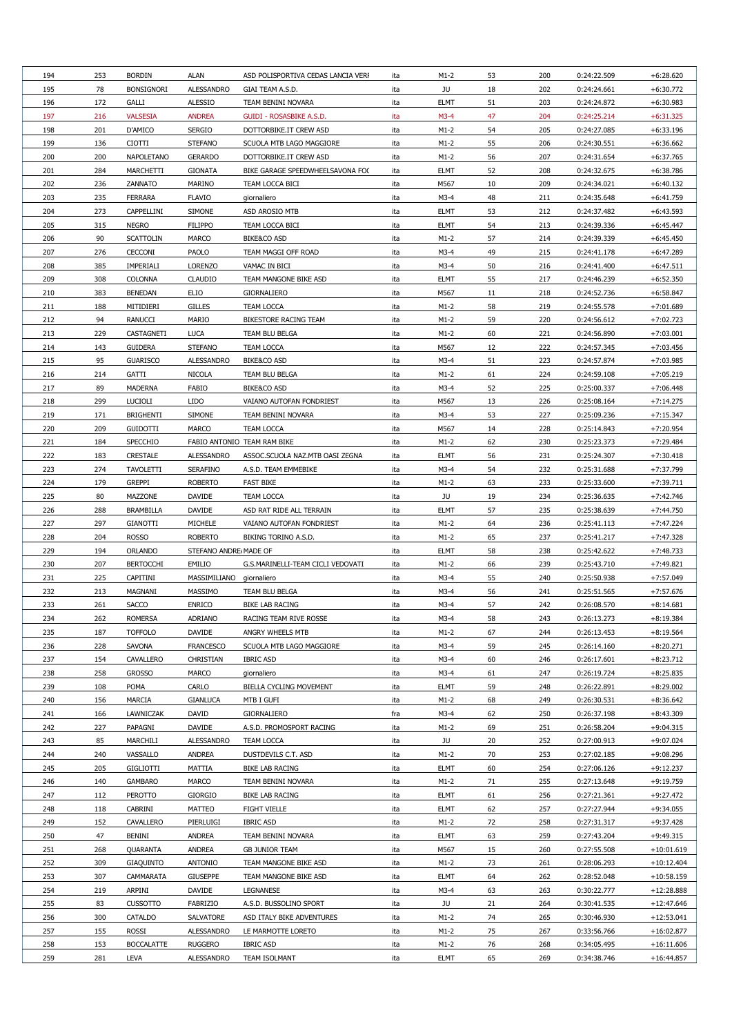| 194 | 253 | BORDIN | ALAN | ASD POLISPORTIVA CEDAS LANCIA VERI | ita | M1-2 | 53 | 200 | 0:24:22.509 | +6:28.620 |
|---|---|---|---|---|---|---|---|---|---|---|
| 195 | 78 | BONSIGNORI | ALESSANDRO | GIAI TEAM A.S.D. | ita | JU | 18 | 202 | 0:24:24.661 | +6:30.772 |
| 196 | 172 | GALLI | ALESSIO | TEAM BENINI NOVARA | ita | ELMT | 51 | 203 | 0:24:24.872 | +6:30.983 |
| 197 | 216 | VALSESIA | ANDREA | GUIDI - ROSASBIKE A.S.D. | ita | M3-4 | 47 | 204 | 0:24:25.214 | +6:31.325 |
| 198 | 201 | D'AMICO | SERGIO | DOTTORBIKE.IT CREW ASD | ita | M1-2 | 54 | 205 | 0:24:27.085 | +6:33.196 |
| 199 | 136 | CIOTTI | STEFANO | SCUOLA MTB LAGO MAGGIORE | ita | M1-2 | 55 | 206 | 0:24:30.551 | +6:36.662 |
| 200 | 200 | NAPOLETANO | GERARDO | DOTTORBIKE.IT CREW ASD | ita | M1-2 | 56 | 207 | 0:24:31.654 | +6:37.765 |
| 201 | 284 | MARCHETTI | GIONATA | BIKE GARAGE SPEEDWHEELSAVONA FOC | ita | ELMT | 52 | 208 | 0:24:32.675 | +6:38.786 |
| 202 | 236 | ZANNATO | MARINO | TEAM LOCCA BICI | ita | M567 | 10 | 209 | 0:24:34.021 | +6:40.132 |
| 203 | 235 | FERRARA | FLAVIO | giornaliero | ita | M3-4 | 48 | 211 | 0:24:35.648 | +6:41.759 |
| 204 | 273 | CAPPELLINI | SIMONE | ASD AROSIO MTB | ita | ELMT | 53 | 212 | 0:24:37.482 | +6:43.593 |
| 205 | 315 | NEGRO | FILIPPO | TEAM LOCCA BICI | ita | ELMT | 54 | 213 | 0:24:39.336 | +6:45.447 |
| 206 | 90 | SCATTOLIN | MARCO | BIKE&CO ASD | ita | M1-2 | 57 | 214 | 0:24:39.339 | +6:45.450 |
| 207 | 276 | CECCONI | PAOLO | TEAM MAGGI OFF ROAD | ita | M3-4 | 49 | 215 | 0:24:41.178 | +6:47.289 |
| 208 | 385 | IMPERIALI | LORENZO | VAMAC IN BICI | ita | M3-4 | 50 | 216 | 0:24:41.400 | +6:47.511 |
| 209 | 308 | COLONNA | CLAUDIO | TEAM MANGONE BIKE ASD | ita | ELMT | 55 | 217 | 0:24:46.239 | +6:52.350 |
| 210 | 383 | BENEDAN | ELIO | GIORNALIERO | ita | M567 | 11 | 218 | 0:24:52.736 | +6:58.847 |
| 211 | 188 | MITIDIERI | GILLES | TEAM LOCCA | ita | M1-2 | 58 | 219 | 0:24:55.578 | +7:01.689 |
| 212 | 94 | RANUCCI | MARIO | BIKESTORE RACING TEAM | ita | M1-2 | 59 | 220 | 0:24:56.612 | +7:02.723 |
| 213 | 229 | CASTAGNETI | LUCA | TEAM BLU BELGA | ita | M1-2 | 60 | 221 | 0:24:56.890 | +7:03.001 |
| 214 | 143 | GUIDERA | STEFANO | TEAM LOCCA | ita | M567 | 12 | 222 | 0:24:57.345 | +7:03.456 |
| 215 | 95 | GUARISCO | ALESSANDRO | BIKE&CO ASD | ita | M3-4 | 51 | 223 | 0:24:57.874 | +7:03.985 |
| 216 | 214 | GATTI | NICOLA | TEAM BLU BELGA | ita | M1-2 | 61 | 224 | 0:24:59.108 | +7:05.219 |
| 217 | 89 | MADERNA | FABIO | BIKE&CO ASD | ita | M3-4 | 52 | 225 | 0:25:00.337 | +7:06.448 |
| 218 | 299 | LUCIOLI | LIDO | VAIANO AUTOFAN FONDRIEST | ita | M567 | 13 | 226 | 0:25:08.164 | +7:14.275 |
| 219 | 171 | BRIGHENTI | SIMONE | TEAM BENINI NOVARA | ita | M3-4 | 53 | 227 | 0:25:09.236 | +7:15.347 |
| 220 | 209 | GUIDOTTI | MARCO | TEAM LOCCA | ita | M567 | 14 | 228 | 0:25:14.843 | +7:20.954 |
| 221 | 184 | SPECCHIO | FABIO ANTONIO | TEAM RAM BIKE | ita | M1-2 | 62 | 230 | 0:25:23.373 | +7:29.484 |
| 222 | 183 | CRESTALE | ALESSANDRO | ASSOC.SCUOLA NAZ.MTB OASI ZEGNA | ita | ELMT | 56 | 231 | 0:25:24.307 | +7:30.418 |
| 223 | 274 | TAVOLETTI | SERAFINO | A.S.D. TEAM EMMEBIKE | ita | M3-4 | 54 | 232 | 0:25:31.688 | +7:37.799 |
| 224 | 179 | GREPPI | ROBERTO | FAST BIKE | ita | M1-2 | 63 | 233 | 0:25:33.600 | +7:39.711 |
| 225 | 80 | MAZZONE | DAVIDE | TEAM LOCCA | ita | JU | 19 | 234 | 0:25:36.635 | +7:42.746 |
| 226 | 288 | BRAMBILLA | DAVIDE | ASD RAT RIDE ALL TERRAIN | ita | ELMT | 57 | 235 | 0:25:38.639 | +7:44.750 |
| 227 | 297 | GIANOTTI | MICHELE | VAIANO AUTOFAN FONDRIEST | ita | M1-2 | 64 | 236 | 0:25:41.113 | +7:47.224 |
| 228 | 204 | ROSSO | ROBERTO | BIKING TORINO A.S.D. | ita | M1-2 | 65 | 237 | 0:25:41.217 | +7:47.328 |
| 229 | 194 | ORLANDO | STEFANO ANDRE/ | MADE OF | ita | ELMT | 58 | 238 | 0:25:42.622 | +7:48.733 |
| 230 | 207 | BERTOCCHI | EMILIO | G.S.MARINELLI-TEAM CICLI VEDOVATI | ita | M1-2 | 66 | 239 | 0:25:43.710 | +7:49.821 |
| 231 | 225 | CAPITINI | MASSIMILIANO | giornaliero | ita | M3-4 | 55 | 240 | 0:25:50.938 | +7:57.049 |
| 232 | 213 | MAGNANI | MASSIMO | TEAM BLU BELGA | ita | M3-4 | 56 | 241 | 0:25:51.565 | +7:57.676 |
| 233 | 261 | SACCO | ENRICO | BIKE LAB RACING | ita | M3-4 | 57 | 242 | 0:26:08.570 | +8:14.681 |
| 234 | 262 | ROMERSA | ADRIANO | RACING TEAM RIVE ROSSE | ita | M3-4 | 58 | 243 | 0:26:13.273 | +8:19.384 |
| 235 | 187 | TOFFOLO | DAVIDE | ANGRY WHEELS MTB | ita | M1-2 | 67 | 244 | 0:26:13.453 | +8:19.564 |
| 236 | 228 | SAVONA | FRANCESCO | SCUOLA MTB LAGO MAGGIORE | ita | M3-4 | 59 | 245 | 0:26:14.160 | +8:20.271 |
| 237 | 154 | CAVALLERO | CHRISTIAN | IBRIC ASD | ita | M3-4 | 60 | 246 | 0:26:17.601 | +8:23.712 |
| 238 | 258 | GROSSO | MARCO | giornaliero | ita | M3-4 | 61 | 247 | 0:26:19.724 | +8:25.835 |
| 239 | 108 | POMA | CARLO | BIELLA CYCLING MOVEMENT | ita | ELMT | 59 | 248 | 0:26:22.891 | +8:29.002 |
| 240 | 156 | MARCIA | GIANLUCA | MTB I GUFI | ita | M1-2 | 68 | 249 | 0:26:30.531 | +8:36.642 |
| 241 | 166 | LAWNICZAK | DAVID | GIORNALIERO | fra | M3-4 | 62 | 250 | 0:26:37.198 | +8:43.309 |
| 242 | 227 | PAPAGNI | DAVIDE | A.S.D. PROMOSPORT RACING | ita | M1-2 | 69 | 251 | 0:26:58.204 | +9:04.315 |
| 243 | 85 | MARCHILI | ALESSANDRO | TEAM LOCCA | ita | JU | 20 | 252 | 0:27:00.913 | +9:07.024 |
| 244 | 240 | VASSALLO | ANDREA | DUSTDEVILS C.T. ASD | ita | M1-2 | 70 | 253 | 0:27:02.185 | +9:08.296 |
| 245 | 205 | GIGLIOTTI | MATTIA | BIKE LAB RACING | ita | ELMT | 60 | 254 | 0:27:06.126 | +9:12.237 |
| 246 | 140 | GAMBARO | MARCO | TEAM BENINI NOVARA | ita | M1-2 | 71 | 255 | 0:27:13.648 | +9:19.759 |
| 247 | 112 | PEROTTO | GIORGIO | BIKE LAB RACING | ita | ELMT | 61 | 256 | 0:27:21.361 | +9:27.472 |
| 248 | 118 | CABRINI | MATTEO | FIGHT VIELLE | ita | ELMT | 62 | 257 | 0:27:27.944 | +9:34.055 |
| 249 | 152 | CAVALLERO | PIERLUIGI | IBRIC ASD | ita | M1-2 | 72 | 258 | 0:27:31.317 | +9:37.428 |
| 250 | 47 | BENINI | ANDREA | TEAM BENINI NOVARA | ita | ELMT | 63 | 259 | 0:27:43.204 | +9:49.315 |
| 251 | 268 | QUARANTA | ANDREA | GB JUNIOR TEAM | ita | M567 | 15 | 260 | 0:27:55.508 | +10:01.619 |
| 252 | 309 | GIAQUINTO | ANTONIO | TEAM MANGONE BIKE ASD | ita | M1-2 | 73 | 261 | 0:28:06.293 | +10:12.404 |
| 253 | 307 | CAMMARATA | GIUSEPPE | TEAM MANGONE BIKE ASD | ita | ELMT | 64 | 262 | 0:28:52.048 | +10:58.159 |
| 254 | 219 | ARPINI | DAVIDE | LEGNANESE | ita | M3-4 | 63 | 263 | 0:30:22.777 | +12:28.888 |
| 255 | 83 | CUSSOTTO | FABRIZIO | A.S.D. BUSSOLINO SPORT | ita | JU | 21 | 264 | 0:30:41.535 | +12:47.646 |
| 256 | 300 | CATALDO | SALVATORE | ASD ITALY BIKE ADVENTURES | ita | M1-2 | 74 | 265 | 0:30:46.930 | +12:53.041 |
| 257 | 155 | ROSSI | ALESSANDRO | LE MARMOTTE LORETO | ita | M1-2 | 75 | 267 | 0:33:56.766 | +16:02.877 |
| 258 | 153 | BOCCALATTE | RUGGERO | IBRIC ASD | ita | M1-2 | 76 | 268 | 0:34:05.495 | +16:11.606 |
| 259 | 281 | LEVA | ALESSANDRO | TEAM ISOLMANT | ita | ELMT | 65 | 269 | 0:34:38.746 | +16:44.857 |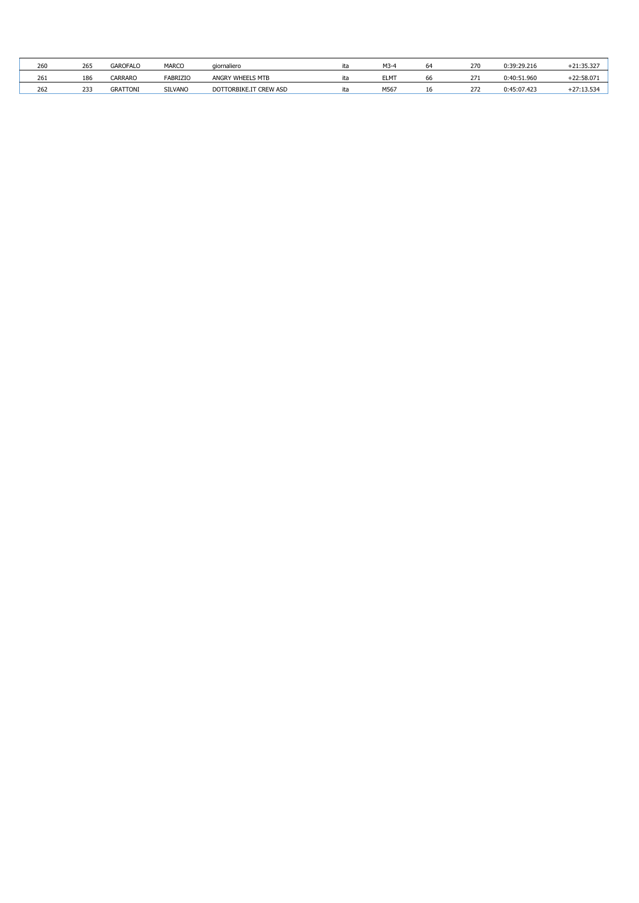| | | | | | | | | | | |
|---|---|---|---|---|---|---|---|---|---|---|
| 260 | 265 | GAROFALO | MARCO | giornaliero | ita | M3-4 | 64 | 270 | 0:39:29.216 | +21:35.327 |
| 261 | 186 | CARRARO | FABRIZIO | ANGRY WHEELS MTB | ita | ELMT | 66 | 271 | 0:40:51.960 | +22:58.071 |
| 262 | 233 | GRATTONI | SILVANO | DOTTORBIKE.IT CREW ASD | ita | M567 | 16 | 272 | 0:45:07.423 | +27:13.534 |